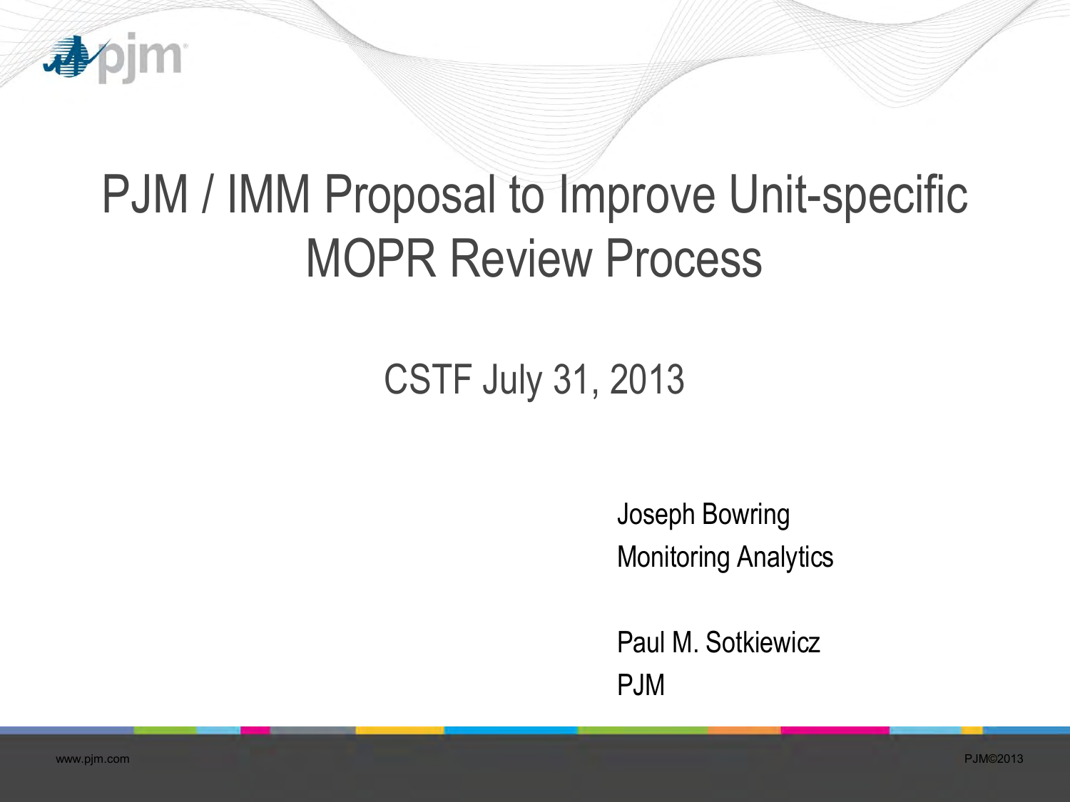# PJM / IMM Proposal to Improve Unit-specific MOPR Review Process

CSTF July 31, 2013

Joseph Bowring
Monitoring Analytics

Paul M. Sotkiewicz
PJM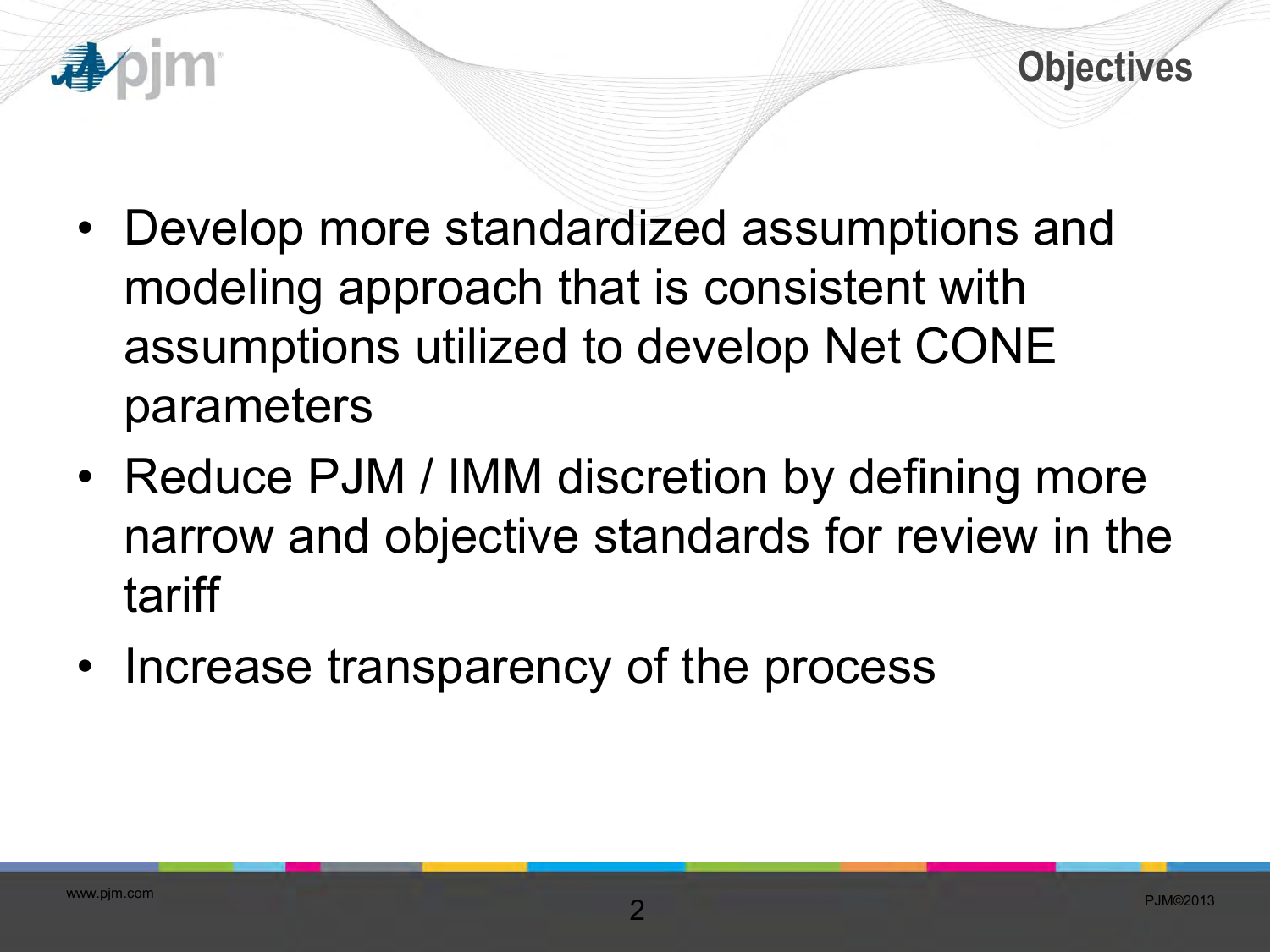# Objectives

- Develop more standardized assumptions and modeling approach that is consistent with assumptions utilized to develop Net CONE parameters
- Reduce PJM / IMM discretion by defining more narrow and objective standards for review in the tariff
- Increase transparency of the process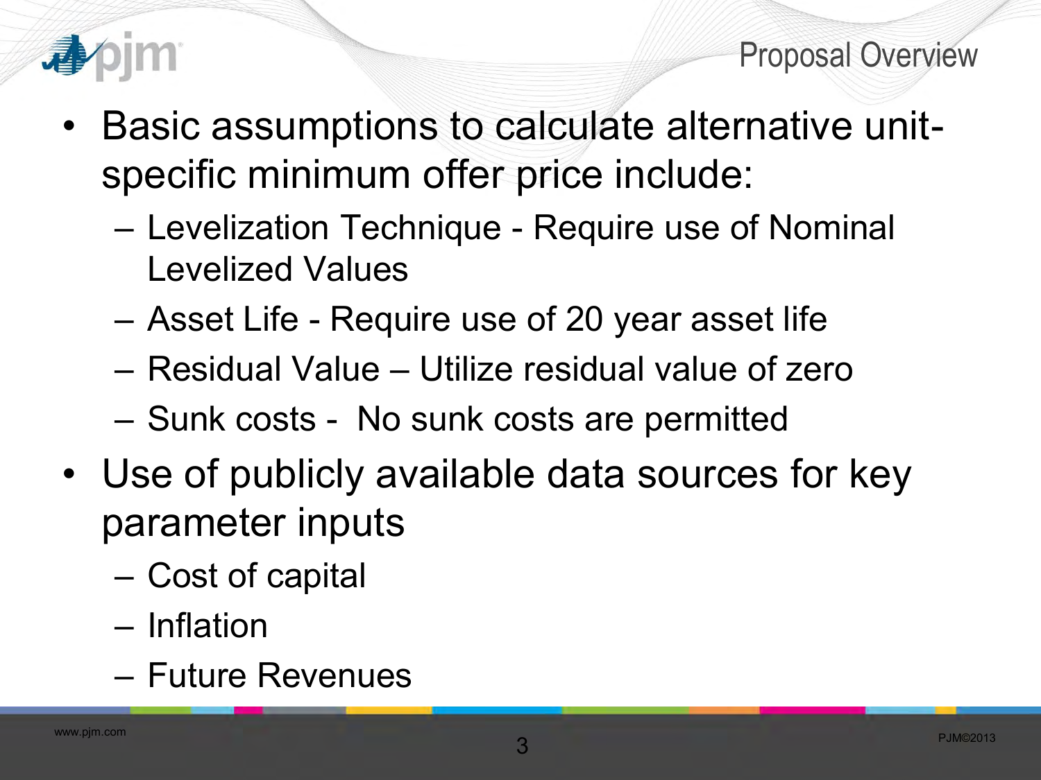## Proposal Overview

- Basic assumptions to calculate alternative unit-specific minimum offer price include:
  - Levelization Technique - Require use of Nominal Levelized Values
  - Asset Life - Require use of 20 year asset life
  - Residual Value – Utilize residual value of zero
  - Sunk costs - No sunk costs are permitted
- Use of publicly available data sources for key parameter inputs
  - Cost of capital
  - Inflation
  - Future Revenues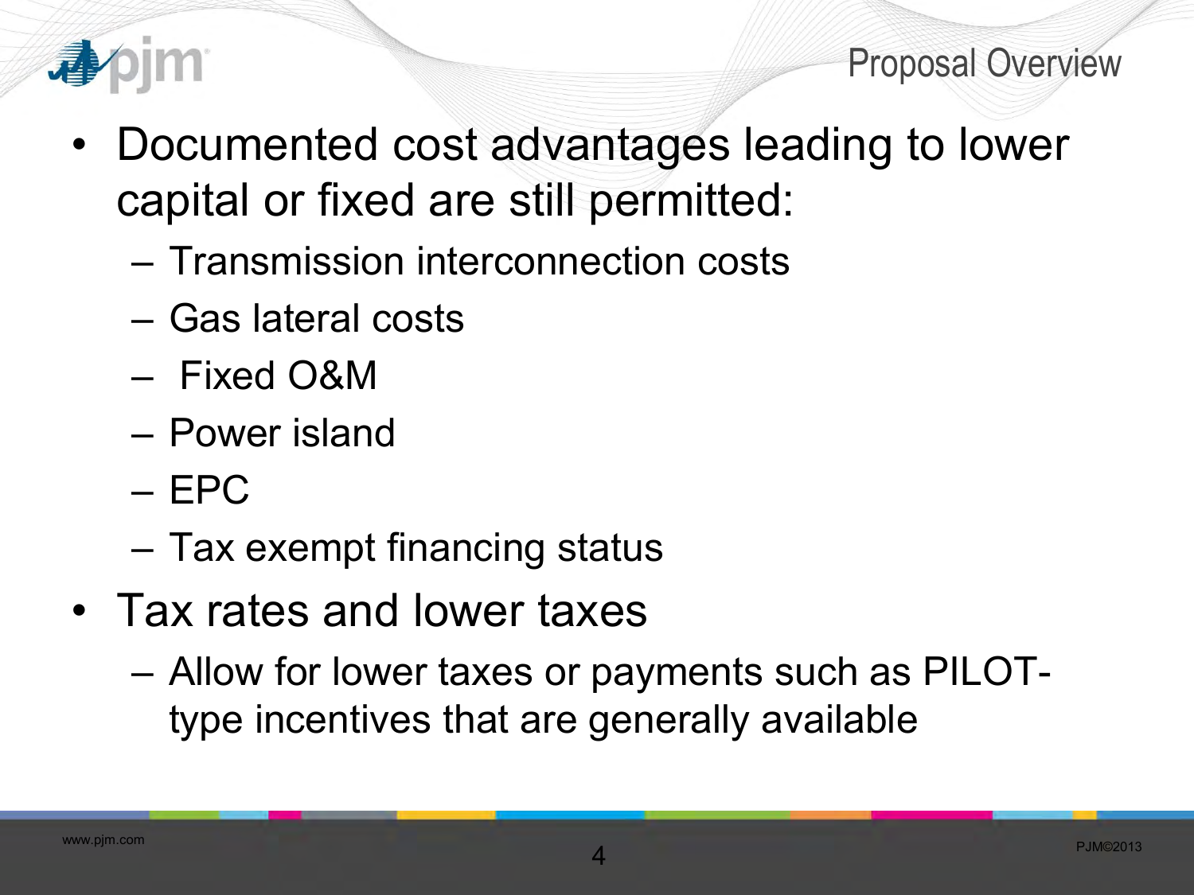## Proposal Overview

- Documented cost advantages leading to lower capital or fixed are still permitted:
  - Transmission interconnection costs
  - Gas lateral costs
  - Fixed O&M
  - Power island
  - EPC
  - Tax exempt financing status
- Tax rates and lower taxes
  - Allow for lower taxes or payments such as PILOT-type incentives that are generally available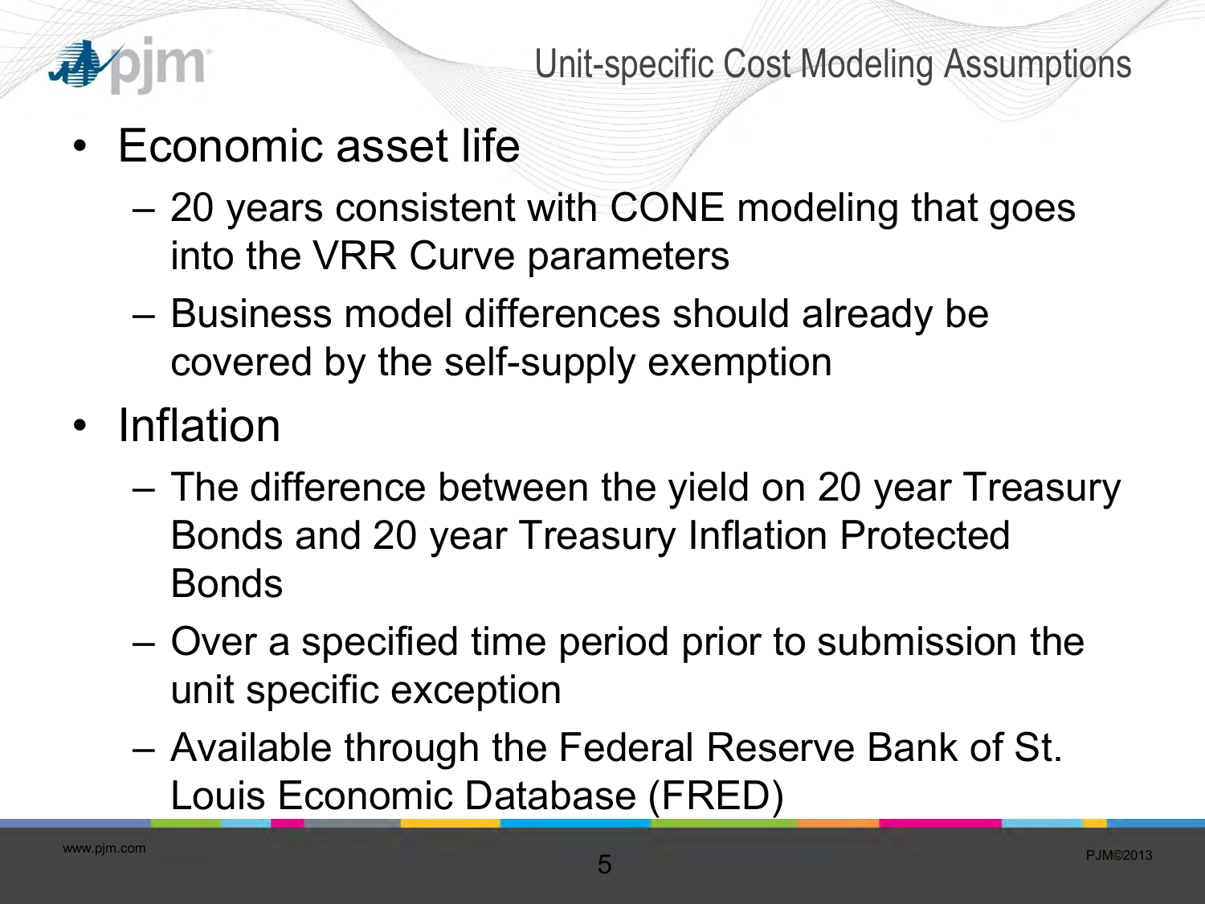# Unit-specific Cost Modeling Assumptions

- Economic asset life
  - 20 years consistent with CONE modeling that goes into the VRR Curve parameters
  - Business model differences should already be covered by the self-supply exemption
- Inflation
  - The difference between the yield on 20 year Treasury Bonds and 20 year Treasury Inflation Protected Bonds
  - Over a specified time period prior to submission the unit specific exception
  - Available through the Federal Reserve Bank of St. Louis Economic Database (FRED)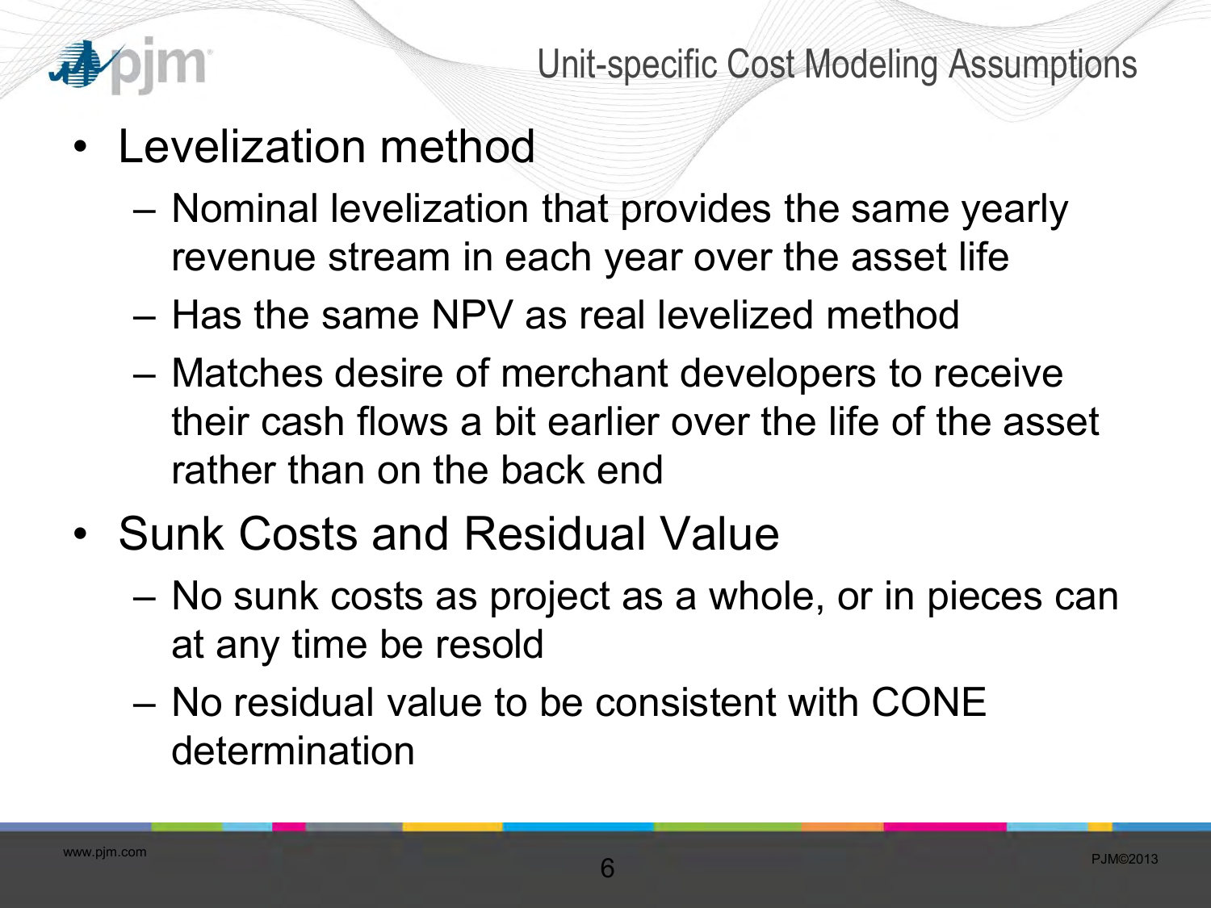# Unit-specific Cost Modeling Assumptions

- Levelization method
  - Nominal levelization that provides the same yearly revenue stream in each year over the asset life
  - Has the same NPV as real levelized method
  - Matches desire of merchant developers to receive their cash flows a bit earlier over the life of the asset rather than on the back end
- Sunk Costs and Residual Value
  - No sunk costs as project as a whole, or in pieces can at any time be resold
  - No residual value to be consistent with CONE determination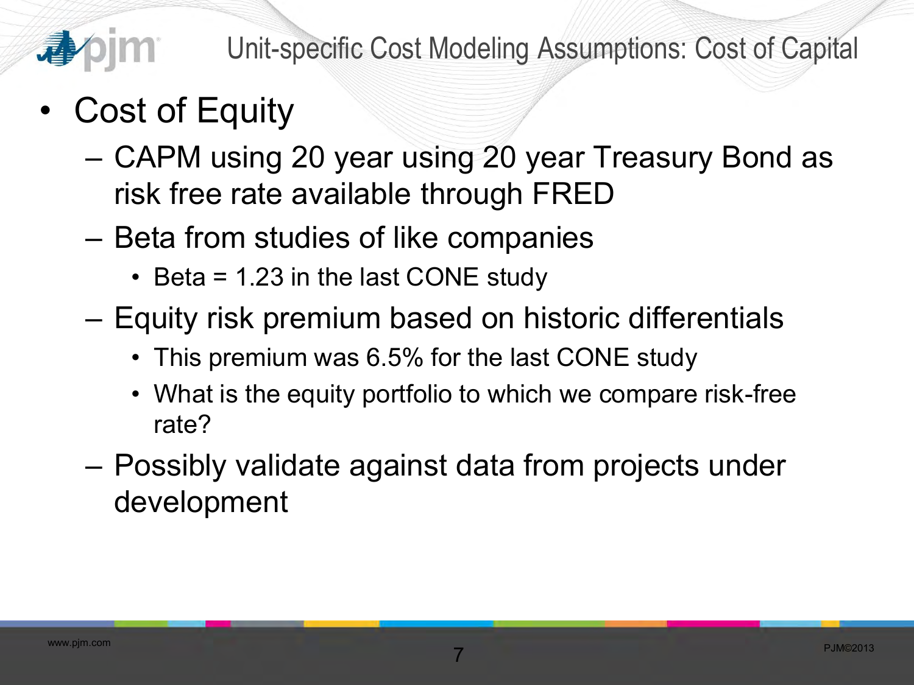# Unit-specific Cost Modeling Assumptions: Cost of Capital

- Cost of Equity
  - CAPM using 20 year using 20 year Treasury Bond as risk free rate available through FRED
  - Beta from studies of like companies
    - Beta = 1.23 in the last CONE study
  - Equity risk premium based on historic differentials
    - This premium was 6.5% for the last CONE study
    - What is the equity portfolio to which we compare risk-free rate?
  - Possibly validate against data from projects under development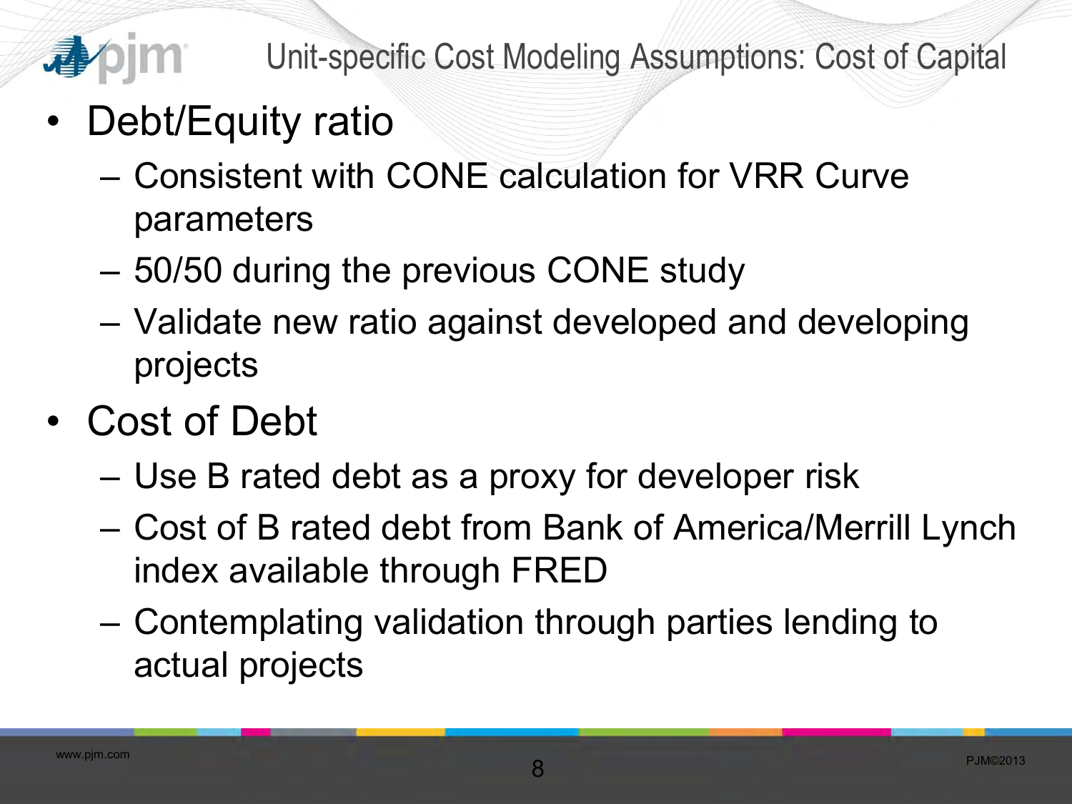# Unit-specific Cost Modeling Assumptions: Cost of Capital

- Debt/Equity ratio
  - Consistent with CONE calculation for VRR Curve parameters
  - 50/50 during the previous CONE study
  - Validate new ratio against developed and developing projects
- Cost of Debt
  - Use B rated debt as a proxy for developer risk
  - Cost of B rated debt from Bank of America/Merrill Lynch index available through FRED
  - Contemplating validation through parties lending to actual projects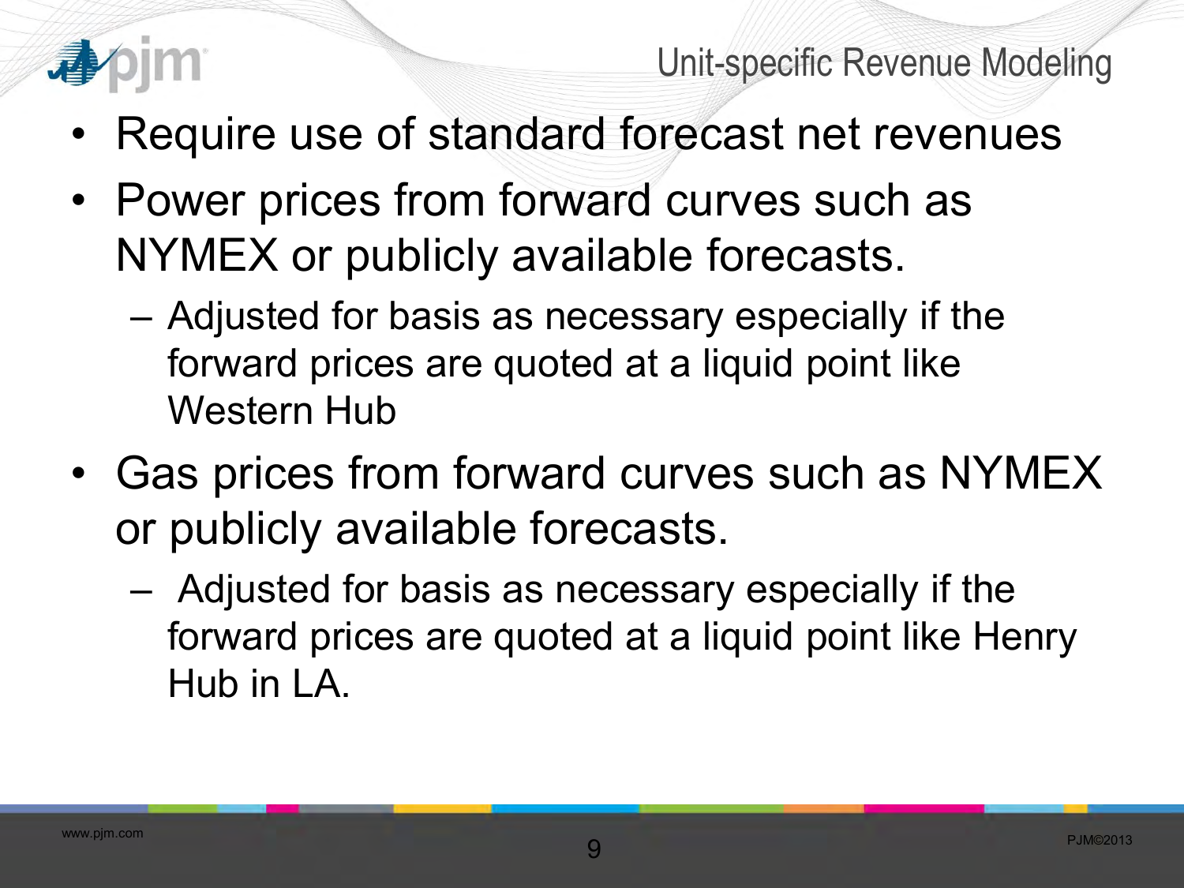## Unit-specific Revenue Modeling

- Require use of standard forecast net revenues
- Power prices from forward curves such as NYMEX or publicly available forecasts.
  - Adjusted for basis as necessary especially if the forward prices are quoted at a liquid point like Western Hub
- Gas prices from forward curves such as NYMEX or publicly available forecasts.
  - Adjusted for basis as necessary especially if the forward prices are quoted at a liquid point like Henry Hub in LA.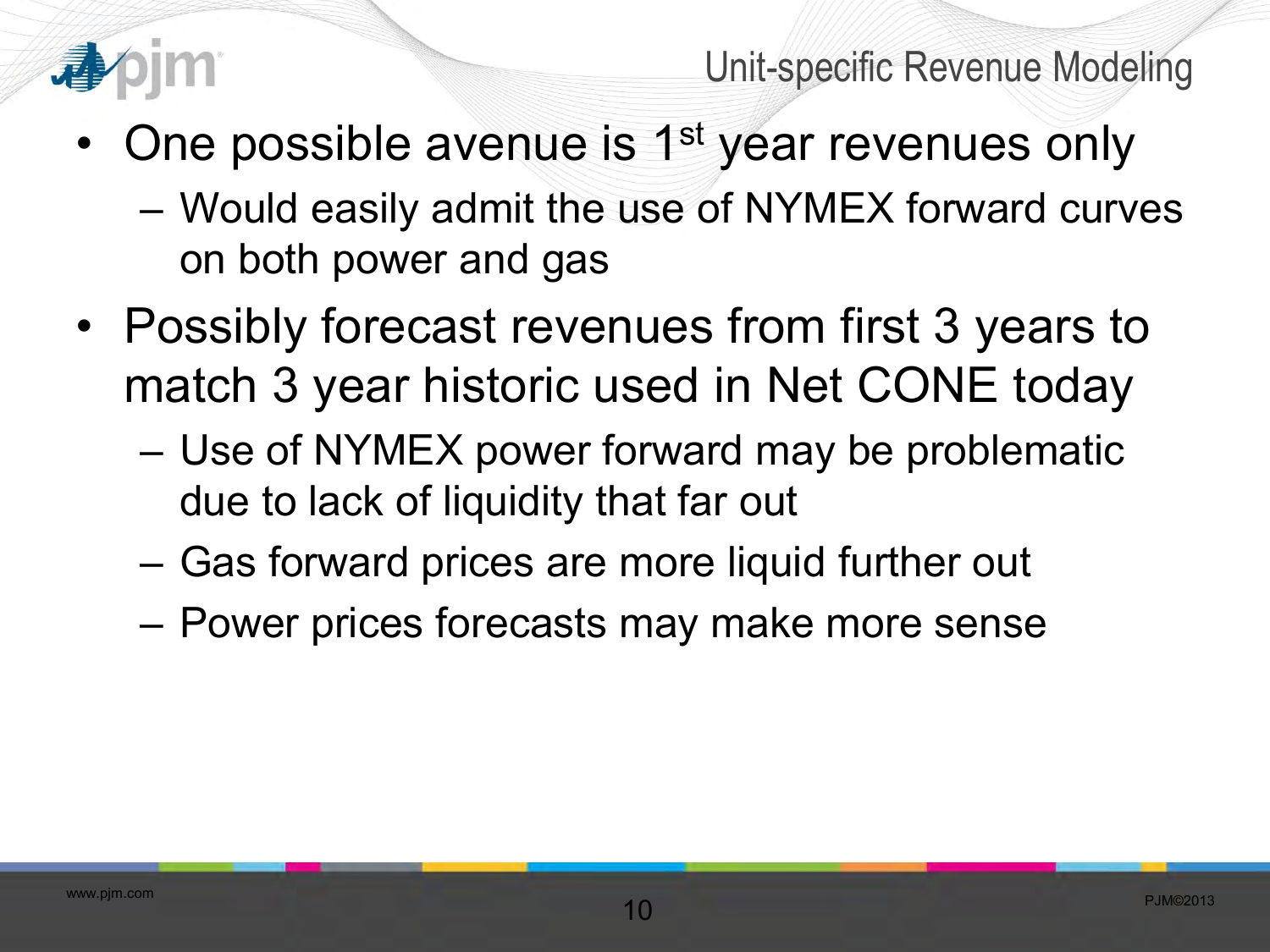# Unit-specific Revenue Modeling

- One possible avenue is 1st year revenues only
  - Would easily admit the use of NYMEX forward curves on both power and gas
- Possibly forecast revenues from first 3 years to match 3 year historic used in Net CONE today
  - Use of NYMEX power forward may be problematic due to lack of liquidity that far out
  - Gas forward prices are more liquid further out
  - Power prices forecasts may make more sense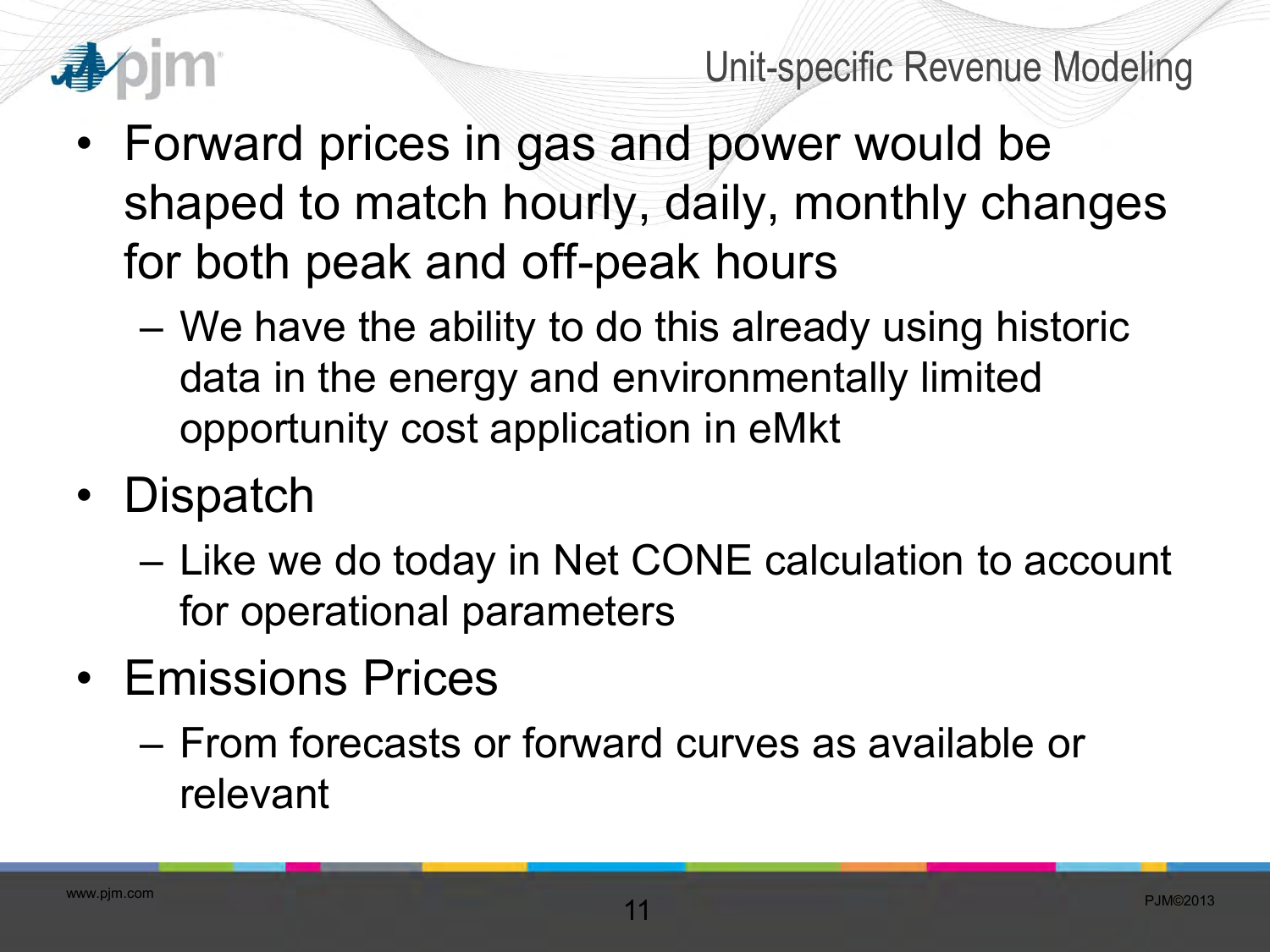# Unit-specific Revenue Modeling

- Forward prices in gas and power would be shaped to match hourly, daily, monthly changes for both peak and off-peak hours
  - We have the ability to do this already using historic data in the energy and environmentally limited opportunity cost application in eMkt
- Dispatch
  - Like we do today in Net CONE calculation to account for operational parameters
- Emissions Prices
  - From forecasts or forward curves as available or relevant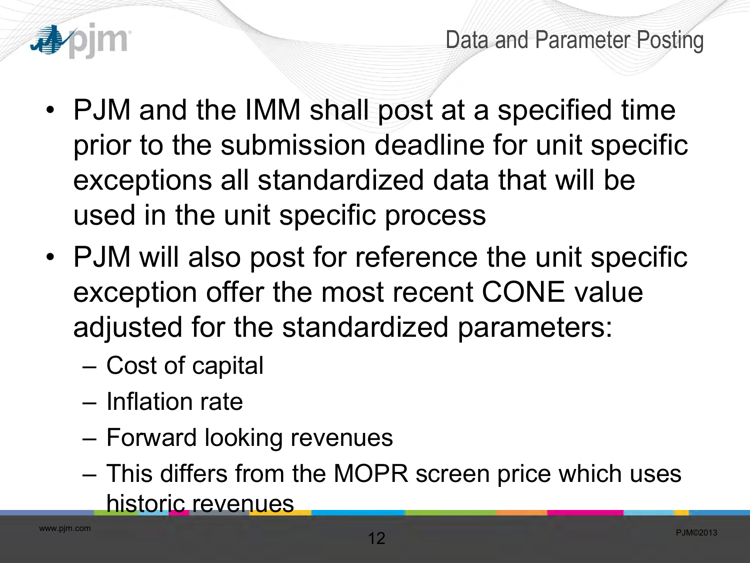# Data and Parameter Posting

- PJM and the IMM shall post at a specified time prior to the submission deadline for unit specific exceptions all standardized data that will be used in the unit specific process
- PJM will also post for reference the unit specific exception offer the most recent CONE value adjusted for the standardized parameters:
  - Cost of capital
  - Inflation rate
  - Forward looking revenues
  - This differs from the MOPR screen price which uses historic revenues